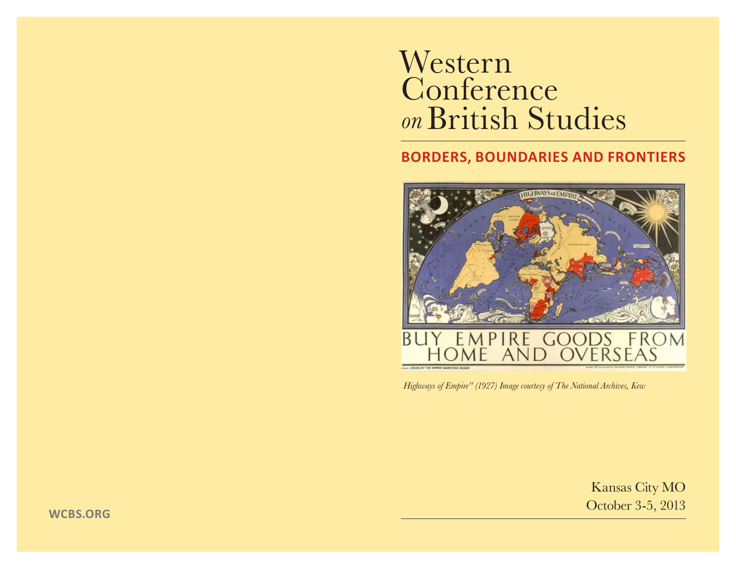# Western Conference *on* British Studies

## BORDERS, BOUNDARIES AND FRONTIERS

*Highways of Empire" (1927) Image courtesy of The National Archives, Kew*

Kansas City MO
October 3-5, 2013

**WCBS.ORG**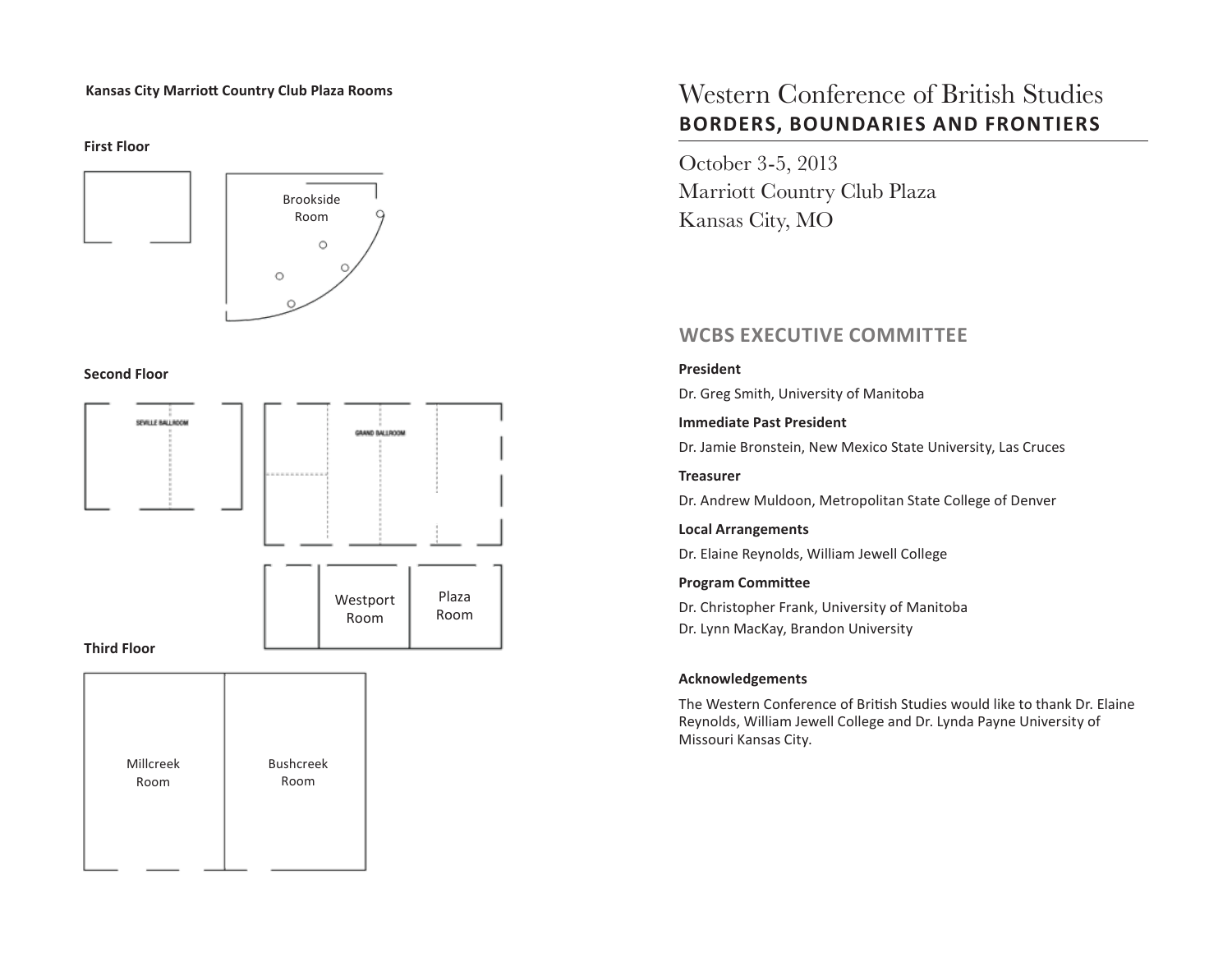**Kansas City Marriott Country Club Plaza Rooms**

**First Floor**

Brookside Room

**Second Floor**

SEVILLE BALLROOM

GRAND BALLROOM

Westport Room

Plaza Room

**Third Floor**

Millcreek Room

Bushcreek Room

# Western Conference of British Studies

## BORDERS, BOUNDARIES AND FRONTIERS

October 3-5, 2013
Marriott Country Club Plaza
Kansas City, MO

## WCBS EXECUTIVE COMMITTEE

**President**

Dr. Greg Smith, University of Manitoba

**Immediate Past President**

Dr. Jamie Bronstein, New Mexico State University, Las Cruces

**Treasurer**

Dr. Andrew Muldoon, Metropolitan State College of Denver

**Local Arrangements**

Dr. Elaine Reynolds, William Jewell College

**Program Committee**

Dr. Christopher Frank, University of Manitoba
Dr. Lynn MacKay, Brandon University

**Acknowledgements**

The Western Conference of British Studies would like to thank Dr. Elaine Reynolds, William Jewell College and Dr. Lynda Payne University of Missouri Kansas City.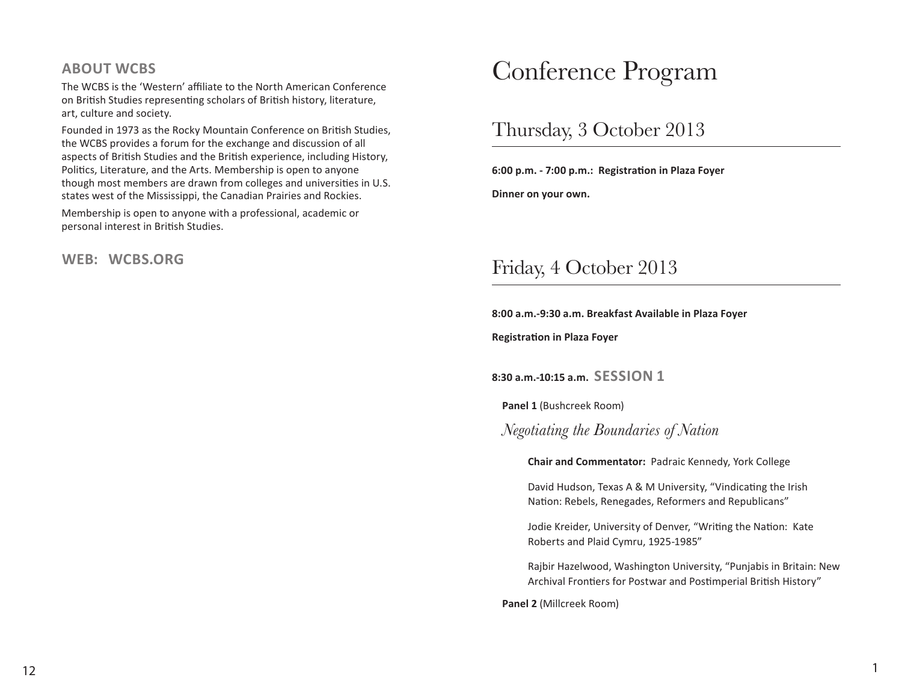## ABOUT WCBS

The WCBS is the 'Western' affiliate to the North American Conference on British Studies representing scholars of British history, literature, art, culture and society.

Founded in 1973 as the Rocky Mountain Conference on British Studies, the WCBS provides a forum for the exchange and discussion of all aspects of British Studies and the British experience, including History, Politics, Literature, and the Arts. Membership is open to anyone though most members are drawn from colleges and universities in U.S. states west of the Mississippi, the Canadian Prairies and Rockies.

Membership is open to anyone with a professional, academic or personal interest in British Studies.

## WEB: WCBS.ORG

# Conference Program

## Thursday, 3 October 2013

**6:00 p.m. - 7:00 p.m.: Registration in Plaza Foyer**

**Dinner on your own.**

## Friday, 4 October 2013

**8:00 a.m.-9:30 a.m. Breakfast Available in Plaza Foyer**

**Registration in Plaza Foyer**

**8:30 a.m.-10:15 a.m. SESSION 1**

**Panel 1** (Bushcreek Room)

*Negotiating the Boundaries of Nation*

**Chair and Commentator:** Padraic Kennedy, York College

David Hudson, Texas A & M University, "Vindicating the Irish Nation: Rebels, Renegades, Reformers and Republicans"

Jodie Kreider, University of Denver, "Writing the Nation: Kate Roberts and Plaid Cymru, 1925-1985"

Rajbir Hazelwood, Washington University, "Punjabis in Britain: New Archival Frontiers for Postwar and Postimperial British History"

**Panel 2** (Millcreek Room)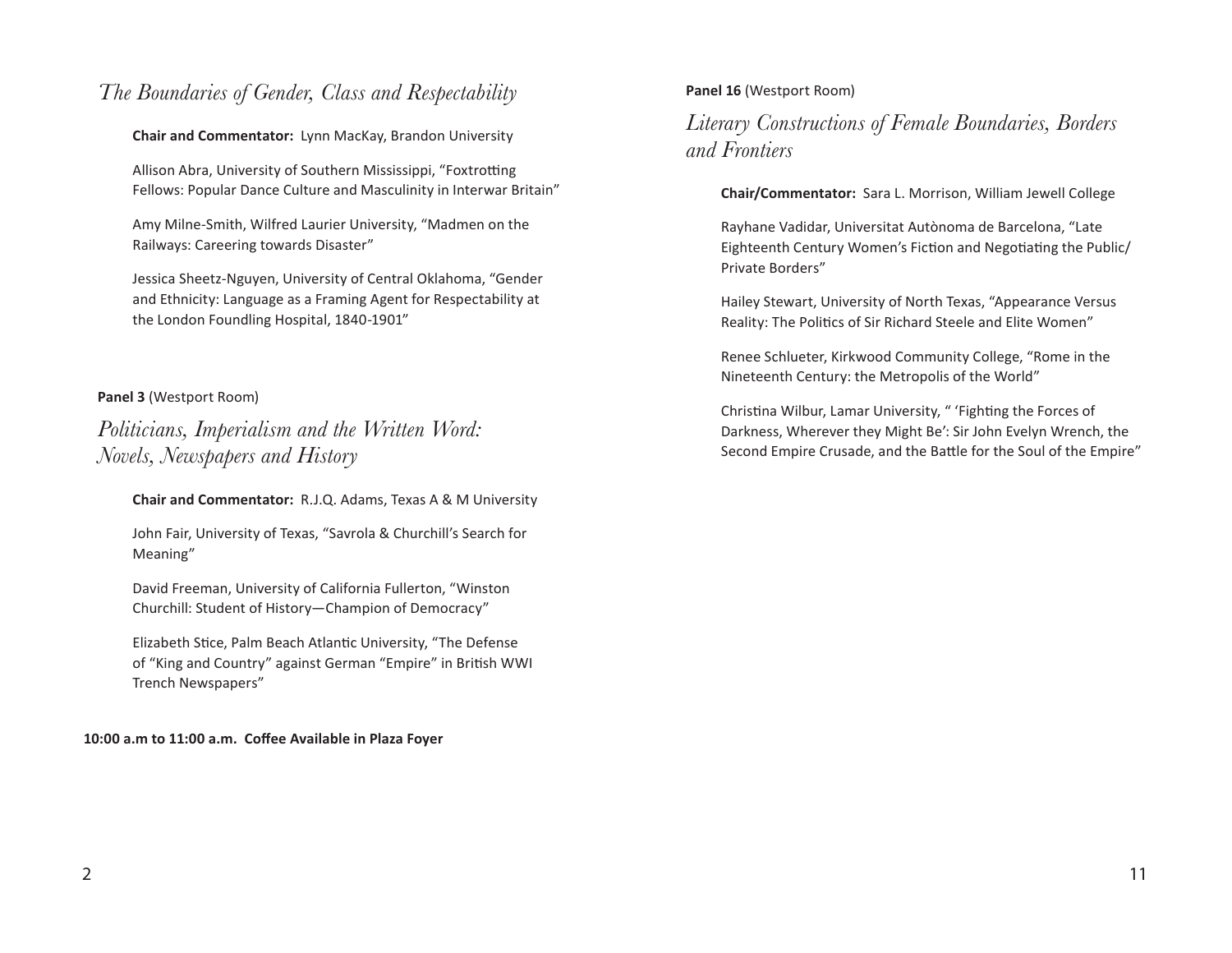## *The Boundaries of Gender, Class and Respectability*

**Chair and Commentator:** Lynn MacKay, Brandon University

Allison Abra, University of Southern Mississippi, "Foxtrotting Fellows: Popular Dance Culture and Masculinity in Interwar Britain"

Amy Milne-Smith, Wilfred Laurier University, "Madmen on the Railways: Careering towards Disaster"

Jessica Sheetz-Nguyen, University of Central Oklahoma, "Gender and Ethnicity: Language as a Framing Agent for Respectability at the London Foundling Hospital, 1840-1901"

**Panel 3** (Westport Room)

## *Politicians, Imperialism and the Written Word: Novels, Newspapers and History*

**Chair and Commentator:** R.J.Q. Adams, Texas A & M University

John Fair, University of Texas, "Savrola & Churchill's Search for Meaning"

David Freeman, University of California Fullerton, "Winston Churchill: Student of History—Champion of Democracy"

Elizabeth Stice, Palm Beach Atlantic University, "The Defense of "King and Country" against German "Empire" in British WWI Trench Newspapers"

**10:00 a.m to 11:00 a.m. Coffee Available in Plaza Foyer**

**Panel 16** (Westport Room)

## *Literary Constructions of Female Boundaries, Borders and Frontiers*

**Chair/Commentator:** Sara L. Morrison, William Jewell College

Rayhane Vadidar, Universitat Autònoma de Barcelona, "Late Eighteenth Century Women's Fiction and Negotiating the Public/Private Borders"

Hailey Stewart, University of North Texas, "Appearance Versus Reality: The Politics of Sir Richard Steele and Elite Women"

Renee Schlueter, Kirkwood Community College, "Rome in the Nineteenth Century: the Metropolis of the World"

Christina Wilbur, Lamar University, " 'Fighting the Forces of Darkness, Wherever they Might Be': Sir John Evelyn Wrench, the Second Empire Crusade, and the Battle for the Soul of the Empire"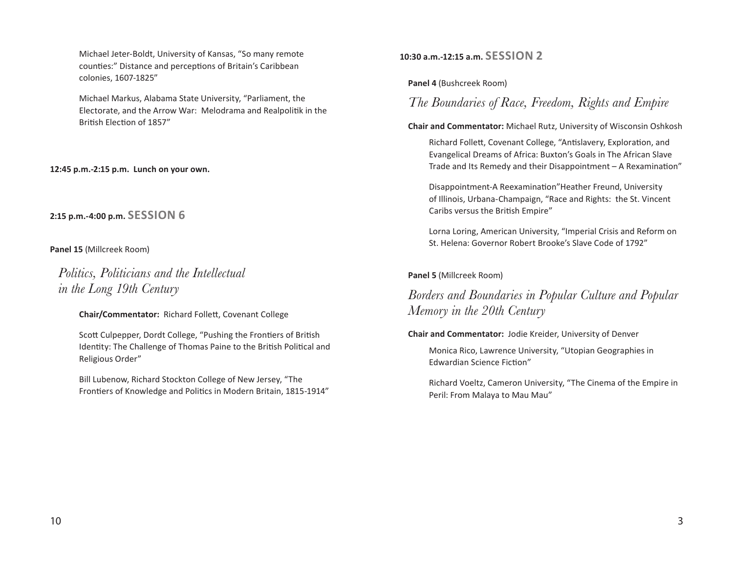Michael Jeter-Boldt, University of Kansas, "So many remote counties:" Distance and perceptions of Britain's Caribbean colonies, 1607-1825"

Michael Markus, Alabama State University, "Parliament, the Electorate, and the Arrow War: Melodrama and Realpolitik in the British Election of 1857"

**12:45 p.m.-2:15 p.m. Lunch on your own.**

## 2:15 p.m.-4:00 p.m. SESSION 6

**Panel 15** (Millcreek Room)

### *Politics, Politicians and the Intellectual in the Long 19th Century*

**Chair/Commentator:** Richard Follett, Covenant College

Scott Culpepper, Dordt College, "Pushing the Frontiers of British Identity: The Challenge of Thomas Paine to the British Political and Religious Order"

Bill Lubenow, Richard Stockton College of New Jersey, "The Frontiers of Knowledge and Politics in Modern Britain, 1815-1914"

## 10:30 a.m.-12:15 a.m. SESSION 2

**Panel 4** (Bushcreek Room)

### *The Boundaries of Race, Freedom, Rights and Empire*

**Chair and Commentator:** Michael Rutz, University of Wisconsin Oshkosh

Richard Follett, Covenant College, "Antislavery, Exploration, and Evangelical Dreams of Africa: Buxton's Goals in The African Slave Trade and Its Remedy and their Disappointment – A Rexamination"

Disappointment-A Reexamination"Heather Freund, University of Illinois, Urbana-Champaign, "Race and Rights: the St. Vincent Caribs versus the British Empire"

Lorna Loring, American University, "Imperial Crisis and Reform on St. Helena: Governor Robert Brooke's Slave Code of 1792"

**Panel 5** (Millcreek Room)

### *Borders and Boundaries in Popular Culture and Popular Memory in the 20th Century*

**Chair and Commentator:** Jodie Kreider, University of Denver

Monica Rico, Lawrence University, "Utopian Geographies in Edwardian Science Fiction"

Richard Voeltz, Cameron University, "The Cinema of the Empire in Peril: From Malaya to Mau Mau"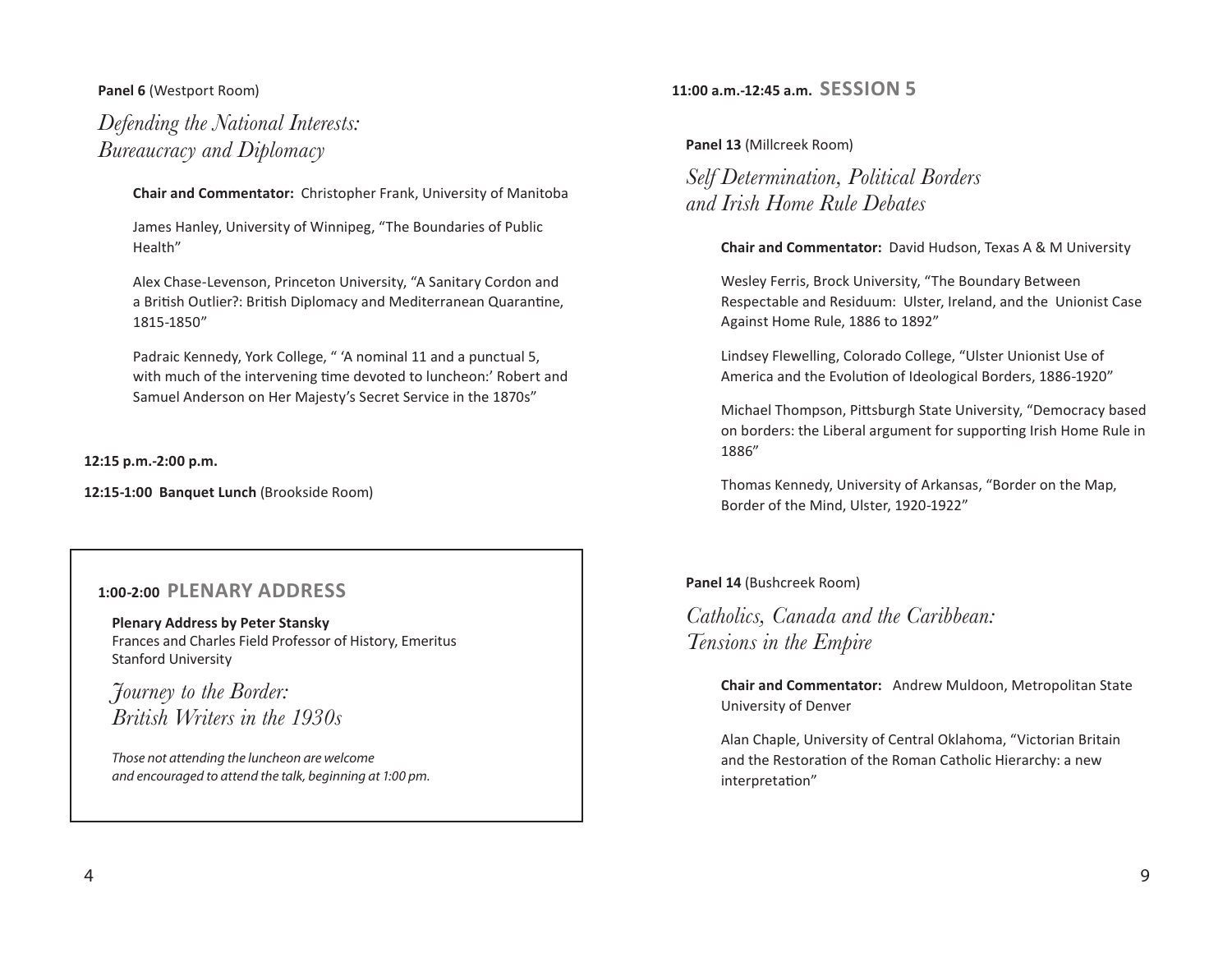**Panel 6** (Westport Room)

## *Defending the National Interests: Bureaucracy and Diplomacy*

**Chair and Commentator:** Christopher Frank, University of Manitoba

James Hanley, University of Winnipeg, "The Boundaries of Public Health"

Alex Chase-Levenson, Princeton University, "A Sanitary Cordon and a British Outlier?: British Diplomacy and Mediterranean Quarantine, 1815-1850"

Padraic Kennedy, York College, " 'A nominal 11 and a punctual 5, with much of the intervening time devoted to luncheon:' Robert and Samuel Anderson on Her Majesty's Secret Service in the 1870s"

**12:15 p.m.-2:00 p.m.**

**12:15-1:00 Banquet Lunch** (Brookside Room)

## 1:00-2:00 PLENARY ADDRESS

**Plenary Address by Peter Stansky**
Frances and Charles Field Professor of History, Emeritus
Stanford University

### *Journey to the Border: British Writers in the 1930s*

*Those not attending the luncheon are welcome and encouraged to attend the talk, beginning at 1:00 pm.*

## 11:00 a.m.-12:45 a.m. SESSION 5

**Panel 13** (Millcreek Room)

### *Self Determination, Political Borders and Irish Home Rule Debates*

**Chair and Commentator:** David Hudson, Texas A & M University

Wesley Ferris, Brock University, "The Boundary Between Respectable and Residuum: Ulster, Ireland, and the Unionist Case Against Home Rule, 1886 to 1892"

Lindsey Flewelling, Colorado College, "Ulster Unionist Use of America and the Evolution of Ideological Borders, 1886-1920"

Michael Thompson, Pittsburgh State University, "Democracy based on borders: the Liberal argument for supporting Irish Home Rule in 1886"

Thomas Kennedy, University of Arkansas, "Border on the Map, Border of the Mind, Ulster, 1920-1922"

**Panel 14** (Bushcreek Room)

### *Catholics, Canada and the Caribbean: Tensions in the Empire*

**Chair and Commentator:** Andrew Muldoon, Metropolitan State University of Denver

Alan Chaple, University of Central Oklahoma, "Victorian Britain and the Restoration of the Roman Catholic Hierarchy: a new interpretation"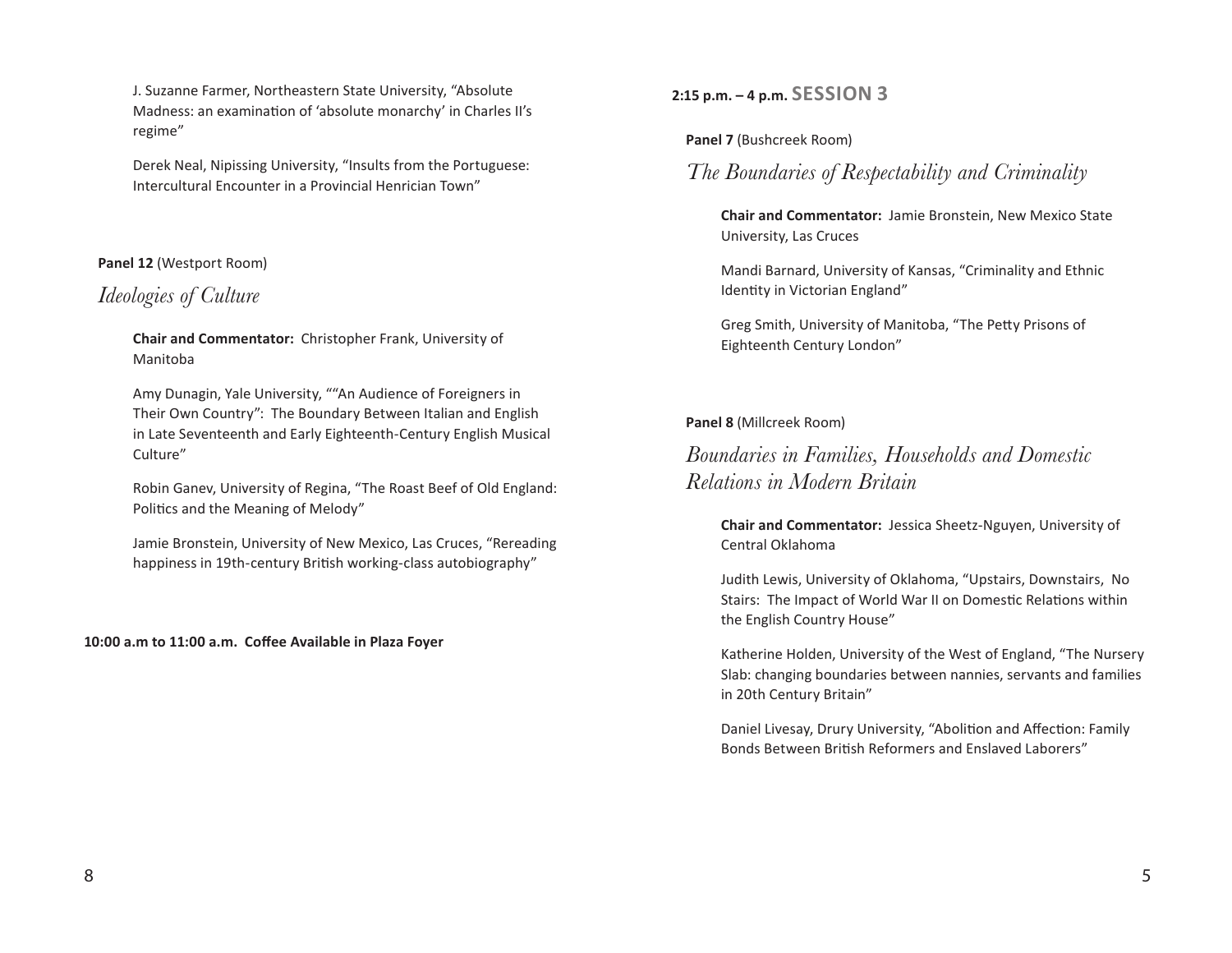J. Suzanne Farmer, Northeastern State University, "Absolute Madness: an examination of 'absolute monarchy' in Charles II's regime"

Derek Neal, Nipissing University, "Insults from the Portuguese: Intercultural Encounter in a Provincial Henrician Town"

**Panel 12** (Westport Room)

### *Ideologies of Culture*

**Chair and Commentator:** Christopher Frank, University of Manitoba

Amy Dunagin, Yale University, ""An Audience of Foreigners in Their Own Country": The Boundary Between Italian and English in Late Seventeenth and Early Eighteenth-Century English Musical Culture"

Robin Ganev, University of Regina, "The Roast Beef of Old England: Politics and the Meaning of Melody"

Jamie Bronstein, University of New Mexico, Las Cruces, "Rereading happiness in 19th-century British working-class autobiography"

**10:00 a.m to 11:00 a.m. Coffee Available in Plaza Foyer**

## **2:15 p.m. – 4 p.m.** SESSION 3

**Panel 7** (Bushcreek Room)

### *The Boundaries of Respectability and Criminality*

**Chair and Commentator:** Jamie Bronstein, New Mexico State University, Las Cruces

Mandi Barnard, University of Kansas, "Criminality and Ethnic Identity in Victorian England"

Greg Smith, University of Manitoba, "The Petty Prisons of Eighteenth Century London"

**Panel 8** (Millcreek Room)

### *Boundaries in Families, Households and Domestic Relations in Modern Britain*

**Chair and Commentator:** Jessica Sheetz-Nguyen, University of Central Oklahoma

Judith Lewis, University of Oklahoma, "Upstairs, Downstairs, No Stairs: The Impact of World War II on Domestic Relations within the English Country House"

Katherine Holden, University of the West of England, "The Nursery Slab: changing boundaries between nannies, servants and families in 20th Century Britain"

Daniel Livesay, Drury University, "Abolition and Affection: Family Bonds Between British Reformers and Enslaved Laborers"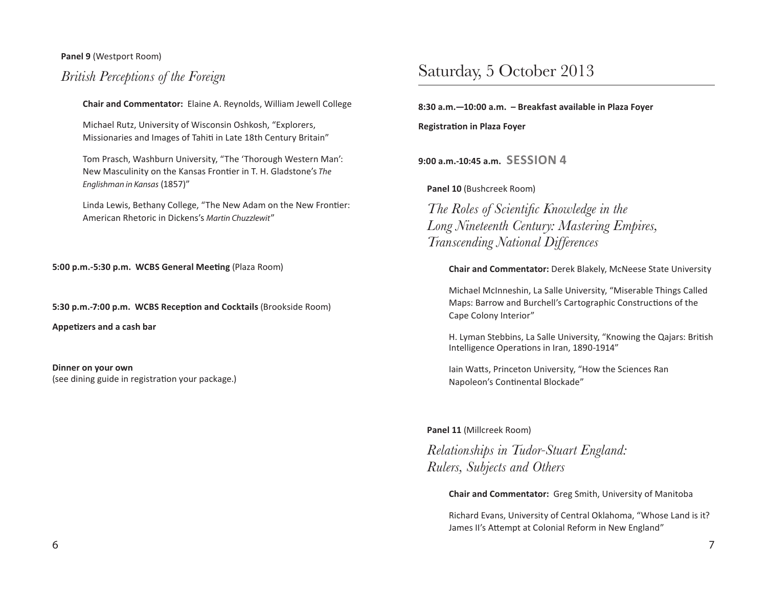**Panel 9** (Westport Room)

## *British Perceptions of the Foreign*

**Chair and Commentator:** Elaine A. Reynolds, William Jewell College

Michael Rutz, University of Wisconsin Oshkosh, "Explorers, Missionaries and Images of Tahiti in Late 18th Century Britain"

Tom Prasch, Washburn University, "The 'Thorough Western Man': New Masculinity on the Kansas Frontier in T. H. Gladstone's *The Englishman in Kansas* (1857)"

Linda Lewis, Bethany College, "The New Adam on the New Frontier: American Rhetoric in Dickens's *Martin Chuzzlewit*"

**5:00 p.m.-5:30 p.m. WCBS General Meeting** (Plaza Room)

**5:30 p.m.-7:00 p.m. WCBS Reception and Cocktails** (Brookside Room)

**Appetizers and a cash bar**

**Dinner on your own**
(see dining guide in registration your package.)

# Saturday, 5 October 2013

**8:30 a.m.—10:00 a.m. – Breakfast available in Plaza Foyer**

**Registration in Plaza Foyer**

**9:00 a.m.-10:45 a.m. SESSION 4**

**Panel 10** (Bushcreek Room)

## *The Roles of Scientific Knowledge in the Long Nineteenth Century: Mastering Empires, Transcending National Differences*

**Chair and Commentator:** Derek Blakely, McNeese State University

Michael McInneshin, La Salle University, "Miserable Things Called Maps: Barrow and Burchell's Cartographic Constructions of the Cape Colony Interior"

H. Lyman Stebbins, La Salle University, "Knowing the Qajars: British Intelligence Operations in Iran, 1890-1914"

Iain Watts, Princeton University, "How the Sciences Ran Napoleon's Continental Blockade"

**Panel 11** (Millcreek Room)

## *Relationships in Tudor-Stuart England: Rulers, Subjects and Others*

**Chair and Commentator:** Greg Smith, University of Manitoba

Richard Evans, University of Central Oklahoma, "Whose Land is it? James II's Attempt at Colonial Reform in New England"